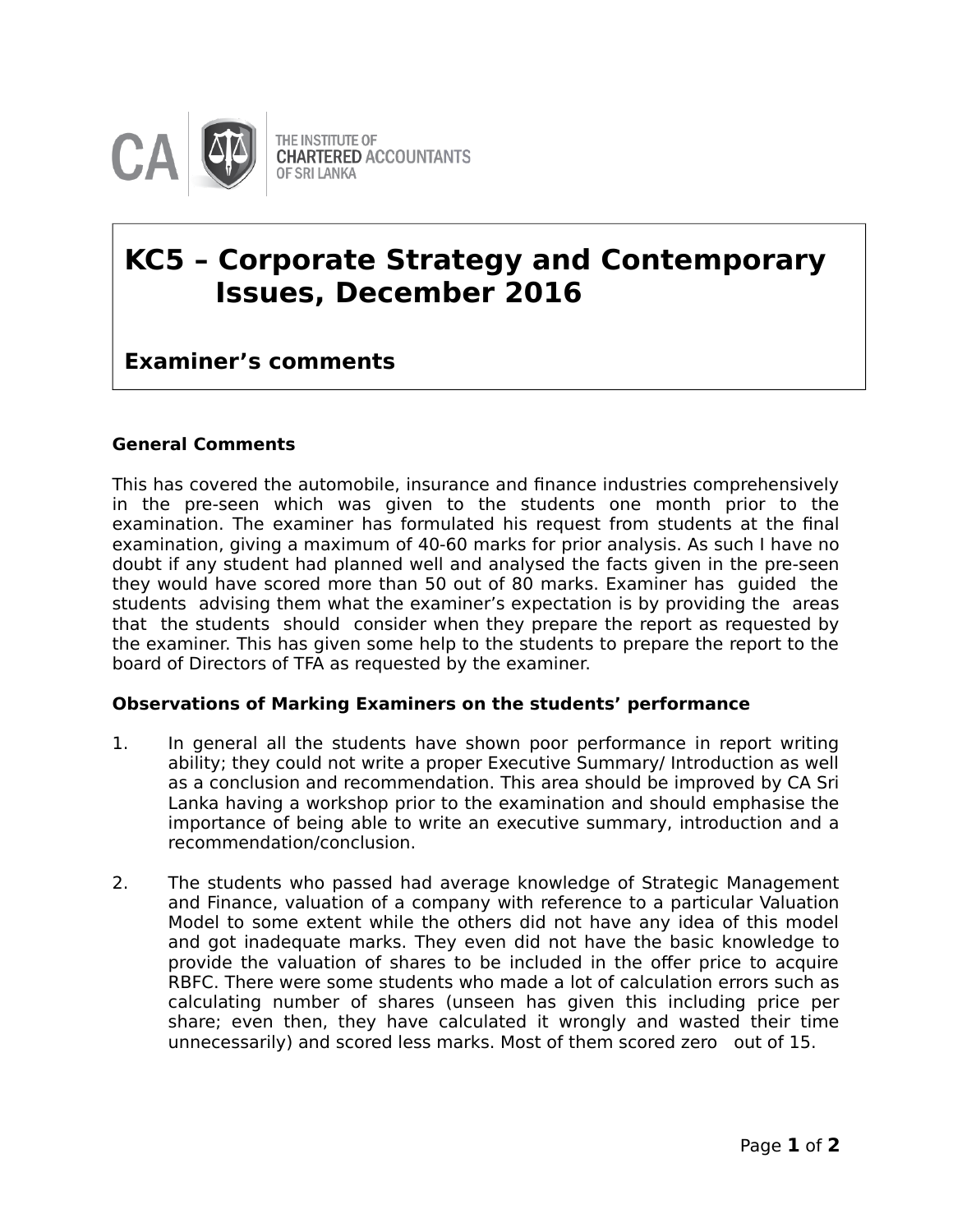THE INSTITUTE OF CHARTERED ACCOUNTANTS OF SRI LANKA

# KC5 – Corporate Strategy and Contemporary Issues, December 2016

## Examiner's comments

### General Comments

This has covered the automobile, insurance and finance industries comprehensively in the pre-seen which was given to the students one month prior to the examination. The examiner has formulated his request from students at the final examination, giving a maximum of 40-60 marks for prior analysis. As such I have no doubt if any student had planned well and analysed the facts given in the pre-seen they would have scored more than 50 out of 80 marks. Examiner has guided the students advising them what the examiner's expectation is by providing the areas that the students should consider when they prepare the report as requested by the examiner. This has given some help to the students to prepare the report to the board of Directors of TFA as requested by the examiner.

### Observations of Marking Examiners on the students' performance

1. In general all the students have shown poor performance in report writing ability; they could not write a proper Executive Summary/ Introduction as well as a conclusion and recommendation. This area should be improved by CA Sri Lanka having a workshop prior to the examination and should emphasise the importance of being able to write an executive summary, introduction and a recommendation/conclusion.

2. The students who passed had average knowledge of Strategic Management and Finance, valuation of a company with reference to a particular Valuation Model to some extent while the others did not have any idea of this model and got inadequate marks. They even did not have the basic knowledge to provide the valuation of shares to be included in the offer price to acquire RBFC. There were some students who made a lot of calculation errors such as calculating number of shares (unseen has given this including price per share; even then, they have calculated it wrongly and wasted their time unnecessarily) and scored less marks. Most of them scored zero out of 15.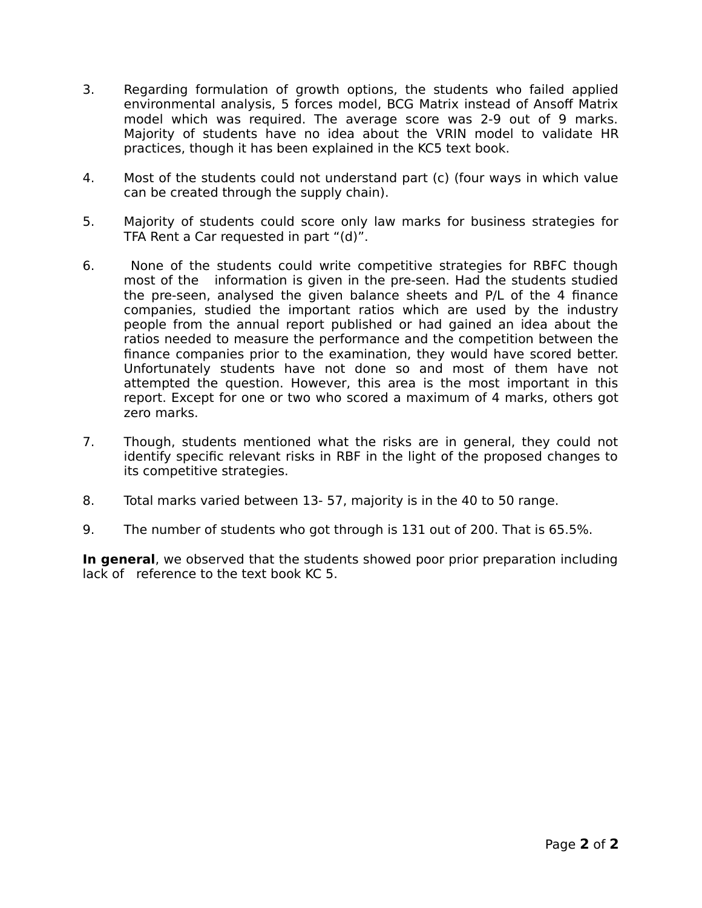3. Regarding formulation of growth options, the students who failed applied environmental analysis, 5 forces model, BCG Matrix instead of Ansoff Matrix model which was required. The average score was 2-9 out of 9 marks. Majority of students have no idea about the VRIN model to validate HR practices, though it has been explained in the KC5 text book.

4. Most of the students could not understand part (c) (four ways in which value can be created through the supply chain).

5. Majority of students could score only law marks for business strategies for TFA Rent a Car requested in part "(d)".

6. None of the students could write competitive strategies for RBFC though most of the information is given in the pre-seen. Had the students studied the pre-seen, analysed the given balance sheets and P/L of the 4 finance companies, studied the important ratios which are used by the industry people from the annual report published or had gained an idea about the ratios needed to measure the performance and the competition between the finance companies prior to the examination, they would have scored better. Unfortunately students have not done so and most of them have not attempted the question. However, this area is the most important in this report. Except for one or two who scored a maximum of 4 marks, others got zero marks.

7. Though, students mentioned what the risks are in general, they could not identify specific relevant risks in RBF in the light of the proposed changes to its competitive strategies.

8. Total marks varied between 13- 57, majority is in the 40 to 50 range.

9. The number of students who got through is 131 out of 200. That is 65.5%.

**In general**, we observed that the students showed poor prior preparation including lack of reference to the text book KC 5.